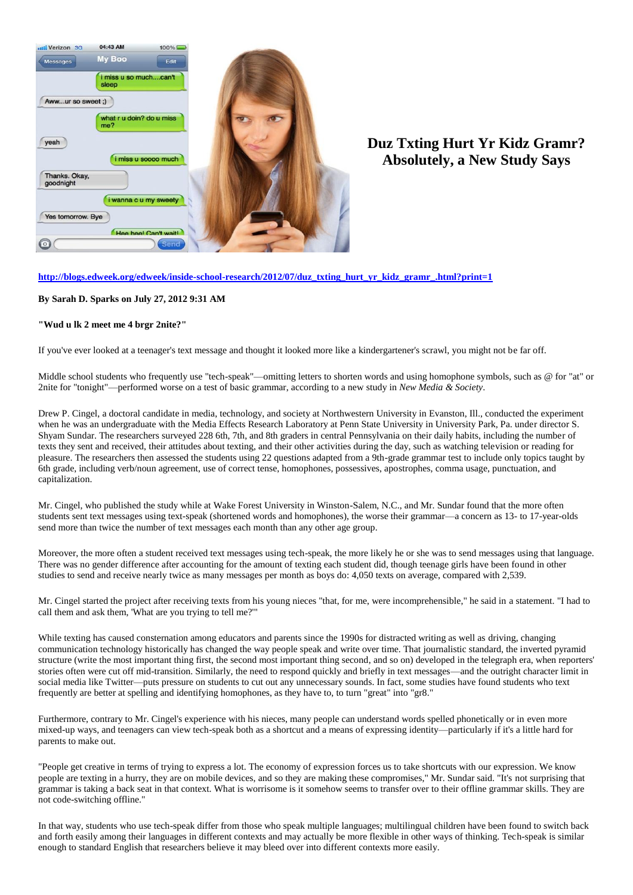# Duz Txting Hurt Yr Kidz Gramr? Absolutely, a New Study Says

http://blogs.edweek.org/edweek/inside-school-research/2012/07/duz_txting_hurt_yr_kidz_gramr_.html?print=1

**By Sarah D. Sparks on July 27, 2012 9:31 AM**

**"Wud u lk 2 meet me 4 brgr 2nite?"**

If you've ever looked at a teenager's text message and thought it looked more like a kindergartener's scrawl, you might not be far off.

Middle school students who frequently use "tech-speak"—omitting letters to shorten words and using homophone symbols, such as @ for "at" or 2nite for "tonight"—performed worse on a test of basic grammar, according to a new study in *New Media & Society*.

Drew P. Cingel, a doctoral candidate in media, technology, and society at Northwestern University in Evanston, Ill., conducted the experiment when he was an undergraduate with the Media Effects Research Laboratory at Penn State University in University Park, Pa. under director S. Shyam Sundar. The researchers surveyed 228 6th, 7th, and 8th graders in central Pennsylvania on their daily habits, including the number of texts they sent and received, their attitudes about texting, and their other activities during the day, such as watching television or reading for pleasure. The researchers then assessed the students using 22 questions adapted from a 9th-grade grammar test to include only topics taught by 6th grade, including verb/noun agreement, use of correct tense, homophones, possessives, apostrophes, comma usage, punctuation, and capitalization.

Mr. Cingel, who published the study while at Wake Forest University in Winston-Salem, N.C., and Mr. Sundar found that the more often students sent text messages using text-speak (shortened words and homophones), the worse their grammar—a concern as 13- to 17-year-olds send more than twice the number of text messages each month than any other age group.

Moreover, the more often a student received text messages using tech-speak, the more likely he or she was to send messages using that language. There was no gender difference after accounting for the amount of texting each student did, though teenage girls have been found in other studies to send and receive nearly twice as many messages per month as boys do: 4,050 texts on average, compared with 2,539.

Mr. Cingel started the project after receiving texts from his young nieces "that, for me, were incomprehensible," he said in a statement. "I had to call them and ask them, 'What are you trying to tell me?'"

While texting has caused consternation among educators and parents since the 1990s for distracted writing as well as driving, changing communication technology historically has changed the way people speak and write over time. That journalistic standard, the inverted pyramid structure (write the most important thing first, the second most important thing second, and so on) developed in the telegraph era, when reporters' stories often were cut off mid-transition. Similarly, the need to respond quickly and briefly in text messages—and the outright character limit in social media like Twitter—puts pressure on students to cut out any unnecessary sounds. In fact, some studies have found students who text frequently are better at spelling and identifying homophones, as they have to, to turn "great" into "gr8."

Furthermore, contrary to Mr. Cingel's experience with his nieces, many people can understand words spelled phonetically or in even more mixed-up ways, and teenagers can view tech-speak both as a shortcut and a means of expressing identity—particularly if it's a little hard for parents to make out.

"People get creative in terms of trying to express a lot. The economy of expression forces us to take shortcuts with our expression. We know people are texting in a hurry, they are on mobile devices, and so they are making these compromises," Mr. Sundar said. "It's not surprising that grammar is taking a back seat in that context. What is worrisome is it somehow seems to transfer over to their offline grammar skills. They are not code-switching offline."

In that way, students who use tech-speak differ from those who speak multiple languages; multilingual children have been found to switch back and forth easily among their languages in different contexts and may actually be more flexible in other ways of thinking. Tech-speak is similar enough to standard English that researchers believe it may bleed over into different contexts more easily.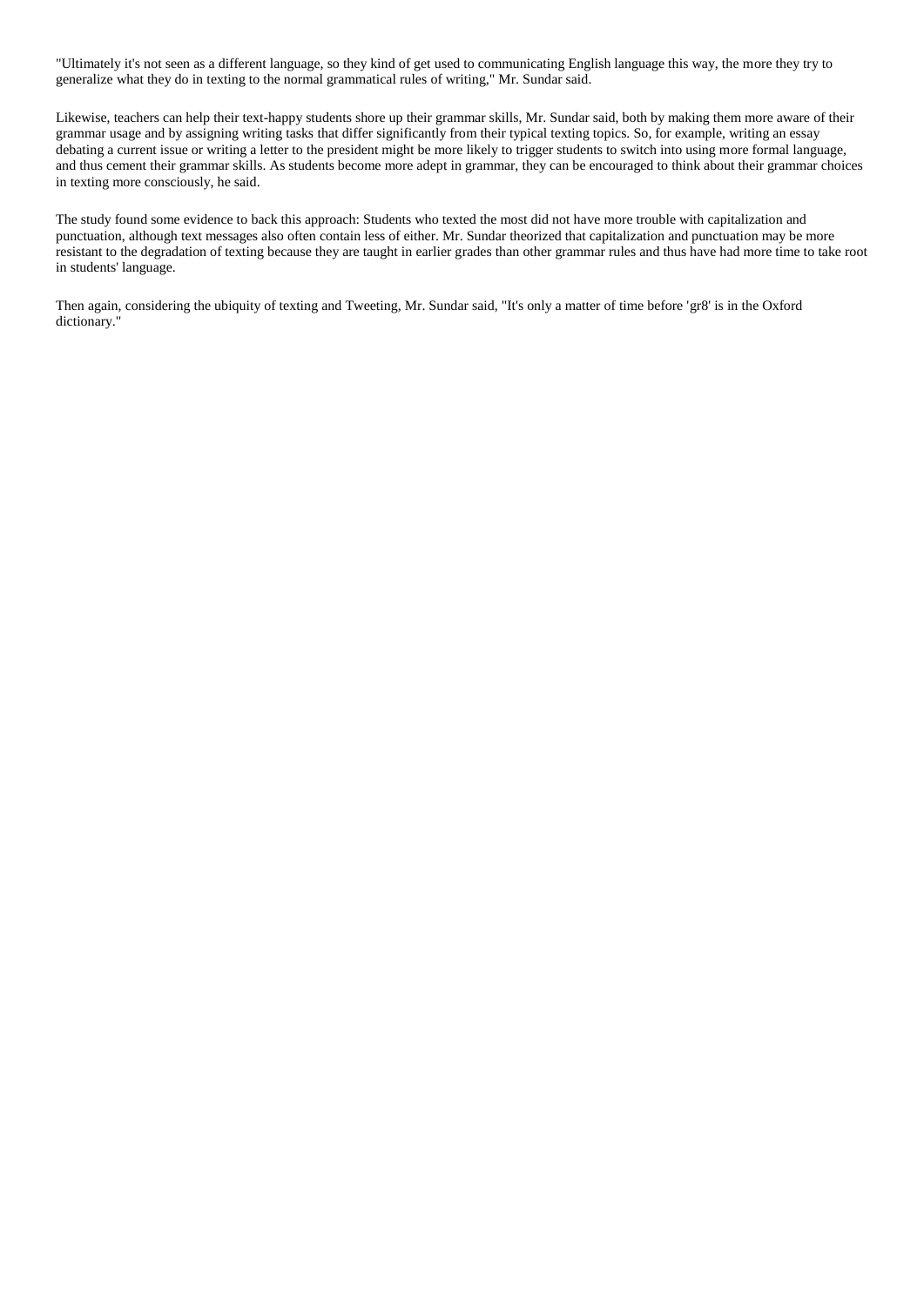"Ultimately it's not seen as a different language, so they kind of get used to communicating English language this way, the more they try to generalize what they do in texting to the normal grammatical rules of writing," Mr. Sundar said.

Likewise, teachers can help their text-happy students shore up their grammar skills, Mr. Sundar said, both by making them more aware of their grammar usage and by assigning writing tasks that differ significantly from their typical texting topics. So, for example, writing an essay debating a current issue or writing a letter to the president might be more likely to trigger students to switch into using more formal language, and thus cement their grammar skills. As students become more adept in grammar, they can be encouraged to think about their grammar choices in texting more consciously, he said.

The study found some evidence to back this approach: Students who texted the most did not have more trouble with capitalization and punctuation, although text messages also often contain less of either. Mr. Sundar theorized that capitalization and punctuation may be more resistant to the degradation of texting because they are taught in earlier grades than other grammar rules and thus have had more time to take root in students' language.

Then again, considering the ubiquity of texting and Tweeting, Mr. Sundar said, "It's only a matter of time before 'gr8' is in the Oxford dictionary."